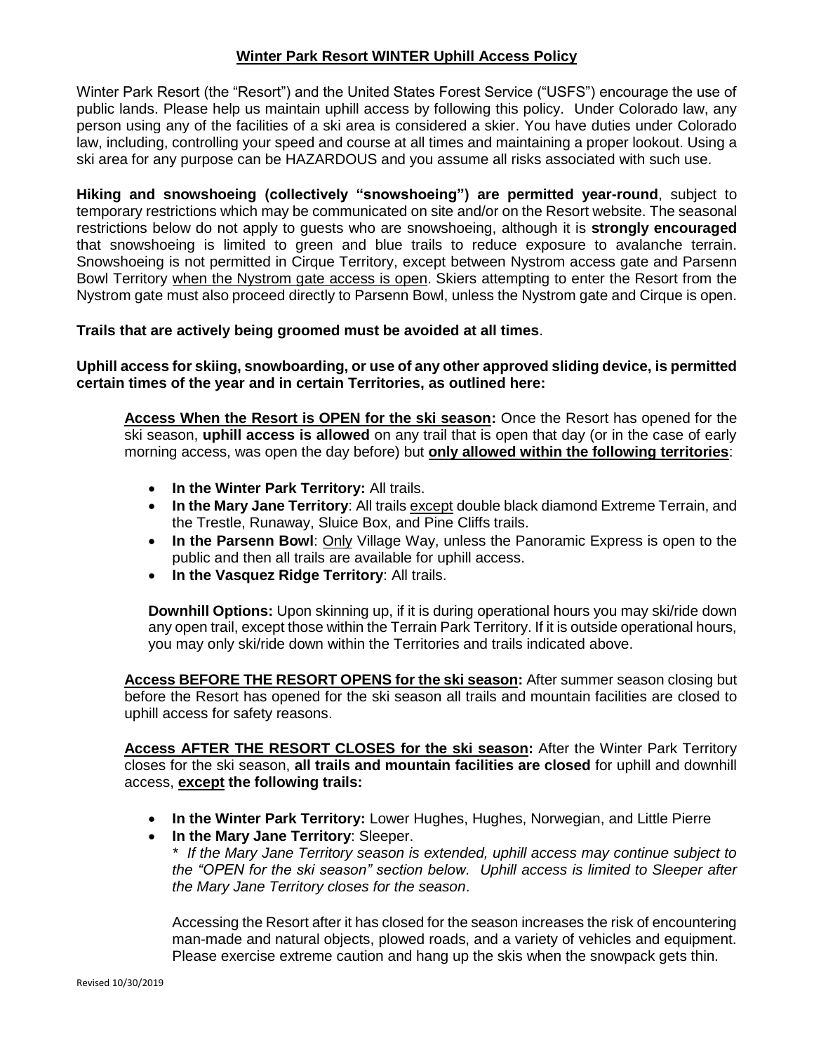# **Winter Park Resort WINTER Uphill Access Policy**

Winter Park Resort (the "Resort") and the United States Forest Service ("USFS") encourage the use of public lands. Please help us maintain uphill access by following this policy. Under Colorado law, any person using any of the facilities of a ski area is considered a skier. You have duties under Colorado law, including, controlling your speed and course at all times and maintaining a proper lookout. Using a ski area for any purpose can be HAZARDOUS and you assume all risks associated with such use.

**Hiking and snowshoeing (collectively "snowshoeing") are permitted year-round**, subject to temporary restrictions which may be communicated on site and/or on the Resort website. The seasonal restrictions below do not apply to guests who are snowshoeing, although it is **strongly encouraged** that snowshoeing is limited to green and blue trails to reduce exposure to avalanche terrain. Snowshoeing is not permitted in Cirque Territory, except between Nystrom access gate and Parsenn Bowl Territory <u>when the Nystrom gate access is open</u>. Skiers attempting to enter the Resort from the Nystrom gate must also proceed directly to Parsenn Bowl, unless the Nystrom gate and Cirque is open.

**Trails that are actively being groomed must be avoided at all times**.

**Uphill access for skiing, snowboarding, or use of any other approved sliding device, is permitted certain times of the year and in certain Territories, as outlined here:**

**<u>Access When the Resort is OPEN for the ski season</u>:** Once the Resort has opened for the ski season, **uphill access is allowed** on any trail that is open that day (or in the case of early morning access, was open the day before) but **<u>only allowed within the following territories</u>**:

- **In the Winter Park Territory:** All trails.
- **In the Mary Jane Territory**: All trails <u>except</u> double black diamond Extreme Terrain, and the Trestle, Runaway, Sluice Box, and Pine Cliffs trails.
- **In the Parsenn Bowl**: <u>Only</u> Village Way, unless the Panoramic Express is open to the public and then all trails are available for uphill access.
- **In the Vasquez Ridge Territory**: All trails.

**Downhill Options:** Upon skinning up, if it is during operational hours you may ski/ride down any open trail, except those within the Terrain Park Territory. If it is outside operational hours, you may only ski/ride down within the Territories and trails indicated above.

**<u>Access BEFORE THE RESORT OPENS for the ski season</u>:** After summer season closing but before the Resort has opened for the ski season all trails and mountain facilities are closed to uphill access for safety reasons.

**<u>Access AFTER THE RESORT CLOSES for the ski season</u>:** After the Winter Park Territory closes for the ski season, **all trails and mountain facilities are closed** for uphill and downhill access, **<u>except</u> the following trails:**

- **In the Winter Park Territory:** Lower Hughes, Hughes, Norwegian, and Little Pierre
- **In the Mary Jane Territory**: Sleeper.
  *\* If the Mary Jane Territory season is extended, uphill access may continue subject to the "OPEN for the ski season" section below. Uphill access is limited to Sleeper after the Mary Jane Territory closes for the season*.

Accessing the Resort after it has closed for the season increases the risk of encountering man-made and natural objects, plowed roads, and a variety of vehicles and equipment. Please exercise extreme caution and hang up the skis when the snowpack gets thin.

Revised 10/30/2019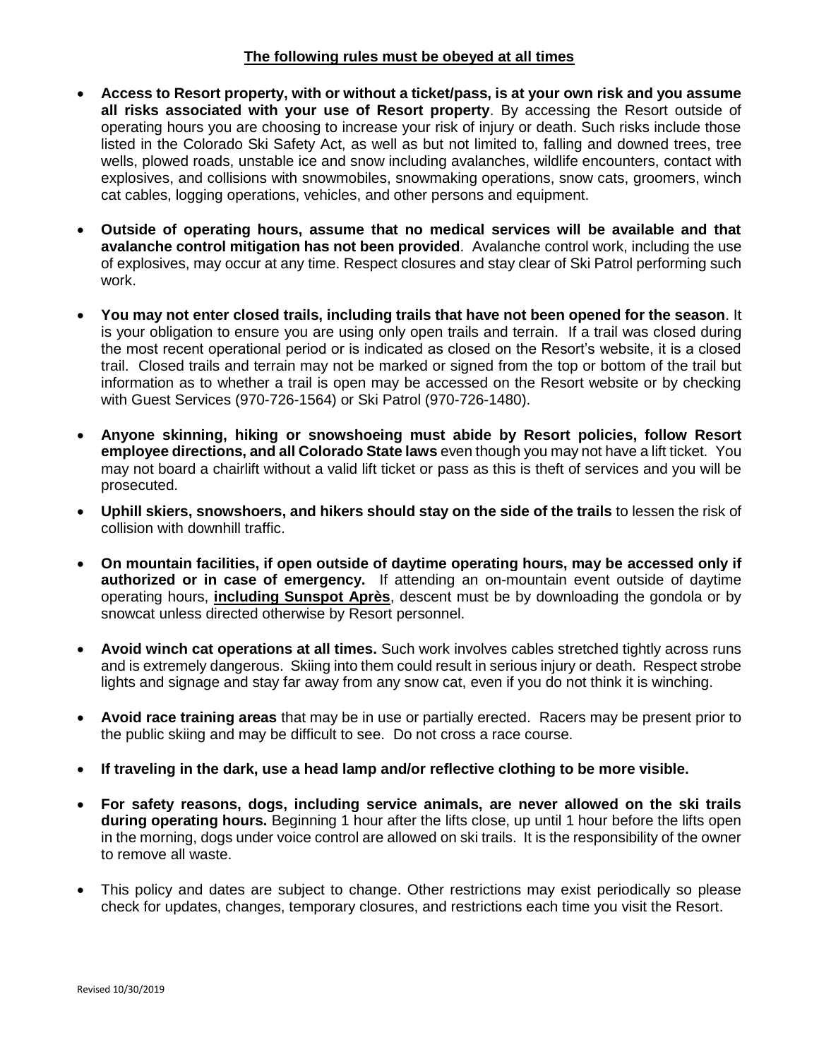**<u>The following rules must be obeyed at all times</u>**

- **Access to Resort property, with or without a ticket/pass, is at your own risk and you assume all risks associated with your use of Resort property**. By accessing the Resort outside of operating hours you are choosing to increase your risk of injury or death. Such risks include those listed in the Colorado Ski Safety Act, as well as but not limited to, falling and downed trees, tree wells, plowed roads, unstable ice and snow including avalanches, wildlife encounters, contact with explosives, and collisions with snowmobiles, snowmaking operations, snow cats, groomers, winch cat cables, logging operations, vehicles, and other persons and equipment.

- **Outside of operating hours, assume that no medical services will be available and that avalanche control mitigation has not been provided**. Avalanche control work, including the use of explosives, may occur at any time. Respect closures and stay clear of Ski Patrol performing such work.

- **You may not enter closed trails, including trails that have not been opened for the season**. It is your obligation to ensure you are using only open trails and terrain. If a trail was closed during the most recent operational period or is indicated as closed on the Resort's website, it is a closed trail. Closed trails and terrain may not be marked or signed from the top or bottom of the trail but information as to whether a trail is open may be accessed on the Resort website or by checking with Guest Services (970-726-1564) or Ski Patrol (970-726-1480).

- **Anyone skinning, hiking or snowshoeing must abide by Resort policies, follow Resort employee directions, and all Colorado State laws** even though you may not have a lift ticket. You may not board a chairlift without a valid lift ticket or pass as this is theft of services and you will be prosecuted.

- **Uphill skiers, snowshoers, and hikers should stay on the side of the trails** to lessen the risk of collision with downhill traffic.

- **On mountain facilities, if open outside of daytime operating hours, may be accessed only if authorized or in case of emergency.** If attending an on-mountain event outside of daytime operating hours, **<u>including Sunspot Après</u>**, descent must be by downloading the gondola or by snowcat unless directed otherwise by Resort personnel.

- **Avoid winch cat operations at all times.** Such work involves cables stretched tightly across runs and is extremely dangerous. Skiing into them could result in serious injury or death. Respect strobe lights and signage and stay far away from any snow cat, even if you do not think it is winching.

- **Avoid race training areas** that may be in use or partially erected. Racers may be present prior to the public skiing and may be difficult to see. Do not cross a race course.

- **If traveling in the dark, use a head lamp and/or reflective clothing to be more visible.**

- **For safety reasons, dogs, including service animals, are never allowed on the ski trails during operating hours.** Beginning 1 hour after the lifts close, up until 1 hour before the lifts open in the morning, dogs under voice control are allowed on ski trails. It is the responsibility of the owner to remove all waste.

- This policy and dates are subject to change. Other restrictions may exist periodically so please check for updates, changes, temporary closures, and restrictions each time you visit the Resort.

Revised 10/30/2019